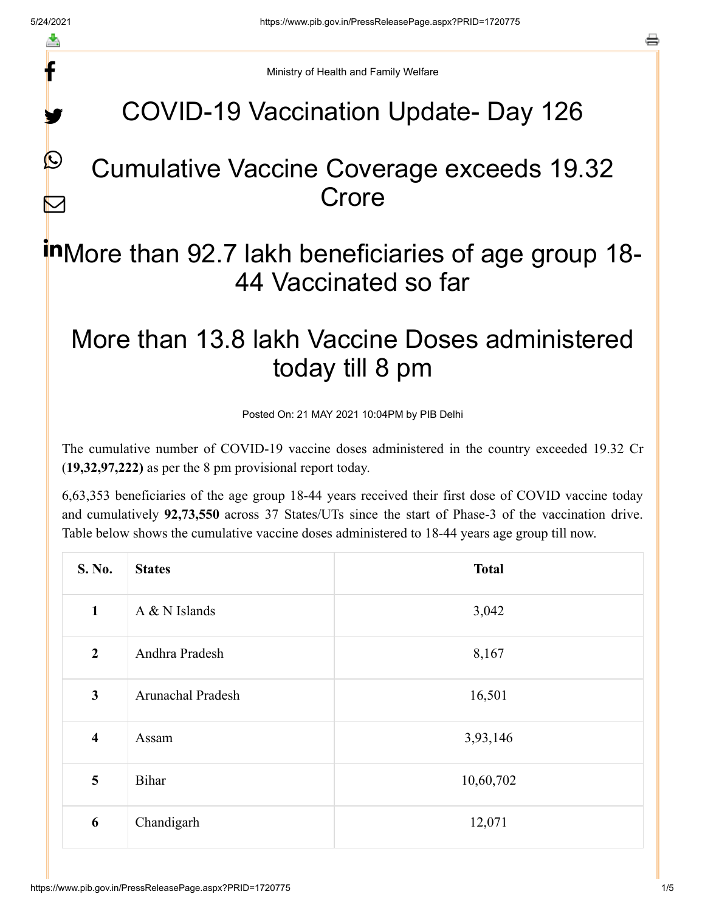Ministry of Health and Family Welfare

# COVID-19 Vaccination Update- Day 126

# Cumulative Vaccine Coverage exceeds 19.32 Crore

# More than 92.7 lakh beneficiaries of age group 18-44 Vaccinated so far

# More than 13.8 lakh Vaccine Doses administered today till 8 pm

Posted On: 21 MAY 2021 10:04PM by PIB Delhi

The cumulative number of COVID-19 vaccine doses administered in the country exceeded 19.32 Cr (**19,32,97,222)** as per the 8 pm provisional report today.

6,63,353 beneficiaries of the age group 18-44 years received their first dose of COVID vaccine today and cumulatively **92,73,550** across 37 States/UTs since the start of Phase-3 of the vaccination drive. Table below shows the cumulative vaccine doses administered to 18-44 years age group till now.

| S. No. | States | Total |
|---|---|---|
| 1 | A & N Islands | 3,042 |
| 2 | Andhra Pradesh | 8,167 |
| 3 | Arunachal Pradesh | 16,501 |
| 4 | Assam | 3,93,146 |
| 5 | Bihar | 10,60,702 |
| 6 | Chandigarh | 12,071 |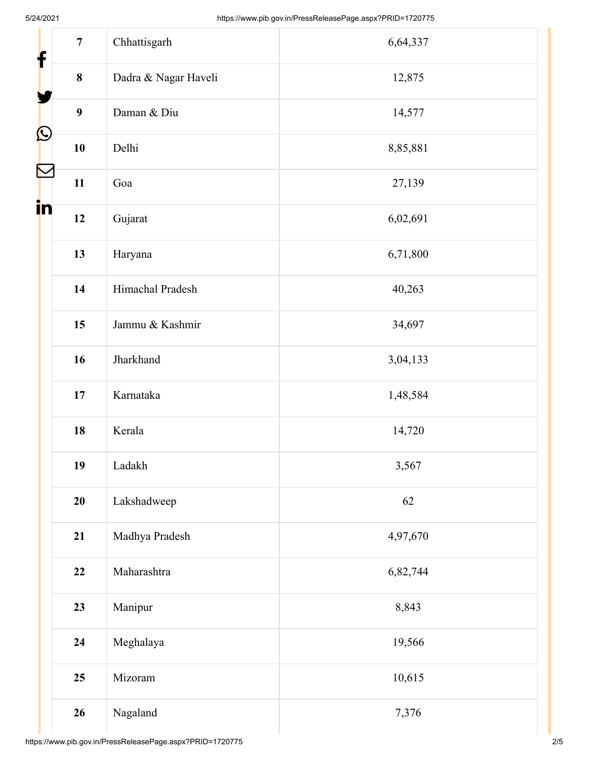| 7 | Chhattisgarh | 6,64,337 |
|---|---|---|
| 8 | Dadra & Nagar Haveli | 12,875 |
| 9 | Daman & Diu | 14,577 |
| 10 | Delhi | 8,85,881 |
| 11 | Goa | 27,139 |
| 12 | Gujarat | 6,02,691 |
| 13 | Haryana | 6,71,800 |
| 14 | Himachal Pradesh | 40,263 |
| 15 | Jammu & Kashmir | 34,697 |
| 16 | Jharkhand | 3,04,133 |
| 17 | Karnataka | 1,48,584 |
| 18 | Kerala | 14,720 |
| 19 | Ladakh | 3,567 |
| 20 | Lakshadweep | 62 |
| 21 | Madhya Pradesh | 4,97,670 |
| 22 | Maharashtra | 6,82,744 |
| 23 | Manipur | 8,843 |
| 24 | Meghalaya | 19,566 |
| 25 | Mizoram | 10,615 |
| 26 | Nagaland | 7,376 |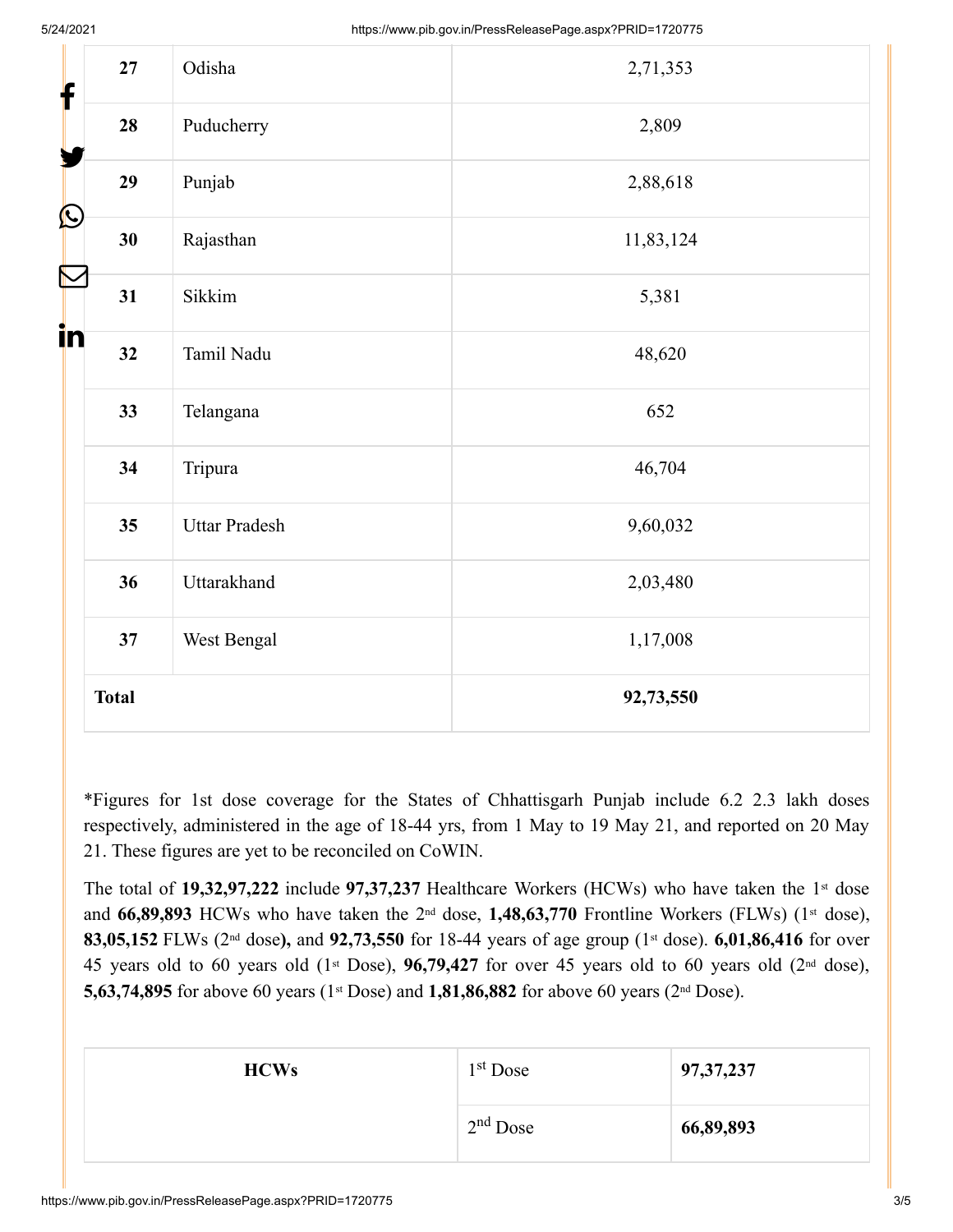| 27 | Odisha | 2,71,353 |
|---|---|---|
| 28 | Puducherry | 2,809 |
| 29 | Punjab | 2,88,618 |
| 30 | Rajasthan | 11,83,124 |
| 31 | Sikkim | 5,381 |
| 32 | Tamil Nadu | 48,620 |
| 33 | Telangana | 652 |
| 34 | Tripura | 46,704 |
| 35 | Uttar Pradesh | 9,60,032 |
| 36 | Uttarakhand | 2,03,480 |
| 37 | West Bengal | 1,17,008 |
| **Total** | | **92,73,550** |

*Figures for 1st dose coverage for the States of Chhattisgarh Punjab include 6.2 2.3 lakh doses respectively, administered in the age of 18-44 yrs, from 1 May to 19 May 21, and reported on 20 May 21. These figures are yet to be reconciled on CoWIN.

The total of **19,32,97,222** include **97,37,237** Healthcare Workers (HCWs) who have taken the 1st dose and **66,89,893** HCWs who have taken the 2nd dose, **1,48,63,770** Frontline Workers (FLWs) (1st dose), **83,05,152** FLWs (2nd dose**),** and **92,73,550** for 18-44 years of age group (1st dose). **6,01,86,416** for over 45 years old to 60 years old (1st Dose), **96,79,427** for over 45 years old to 60 years old (2nd dose), **5,63,74,895** for above 60 years (1st Dose) and **1,81,86,882** for above 60 years (2nd Dose).

| **HCWs** | 1st Dose | **97,37,237** |
|---|---|---|
| | 2nd Dose | **66,89,893** |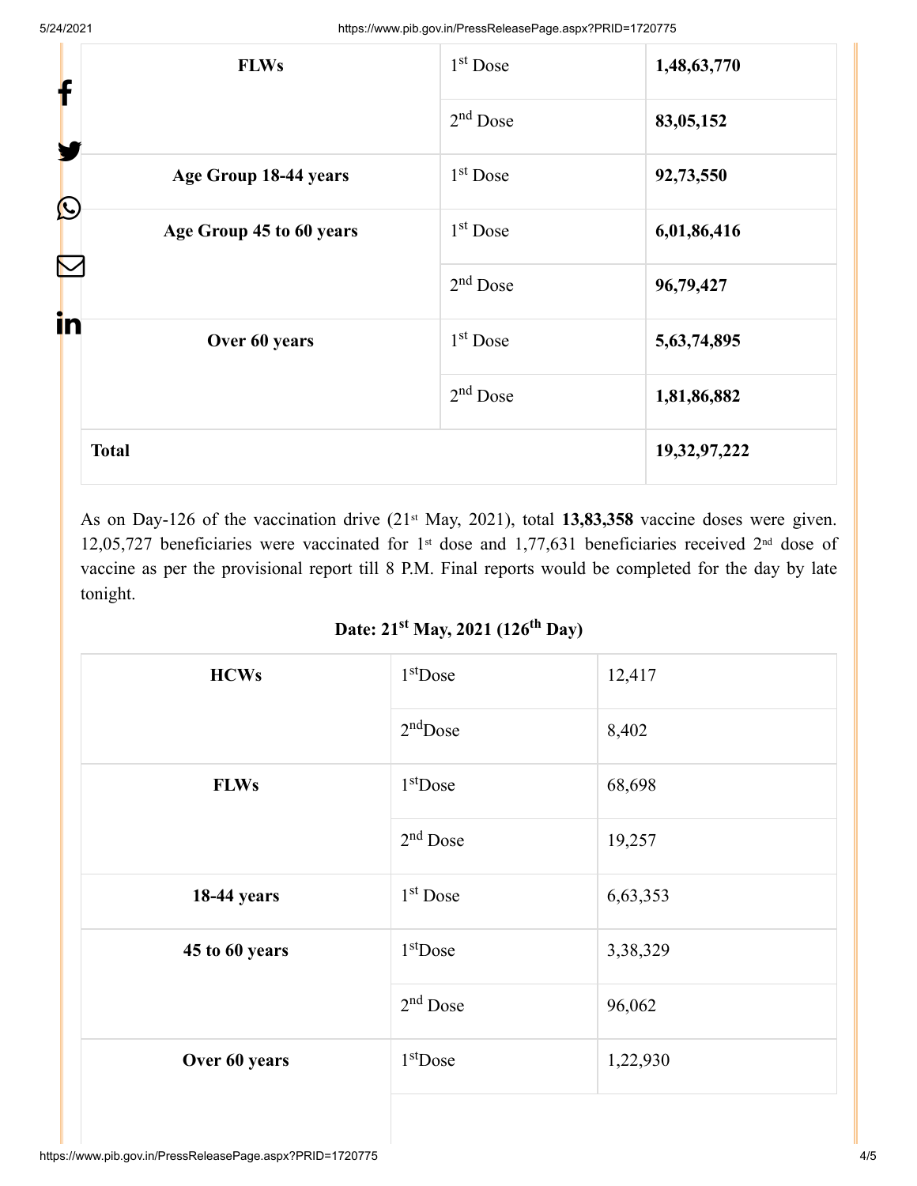| FLWs | 1st Dose | **1,48,63,770** |
|---|---|---|
| | 2nd Dose | **83,05,152** |
| **Age Group 18-44 years** | 1st Dose | **92,73,550** |
| **Age Group 45 to 60 years** | 1st Dose | **6,01,86,416** |
| | 2nd Dose | **96,79,427** |
| **Over 60 years** | 1st Dose | **5,63,74,895** |
| | 2nd Dose | **1,81,86,882** |
| **Total** | | **19,32,97,222** |

As on Day-126 of the vaccination drive (21st May, 2021), total **13,83,358** vaccine doses were given. 12,05,727 beneficiaries were vaccinated for 1st dose and 1,77,631 beneficiaries received 2nd dose of vaccine as per the provisional report till 8 P.M. Final reports would be completed for the day by late tonight.

**Date: 21st May, 2021 (126th Day)**

| HCWs | 1st Dose | 12,417 |
|---|---|---|
| | 2nd Dose | 8,402 |
| **FLWs** | 1st Dose | 68,698 |
| | 2nd Dose | 19,257 |
| **18-44 years** | 1st Dose | 6,63,353 |
| **45 to 60 years** | 1st Dose | 3,38,329 |
| | 2nd Dose | 96,062 |
| **Over 60 years** | 1st Dose | 1,22,930 |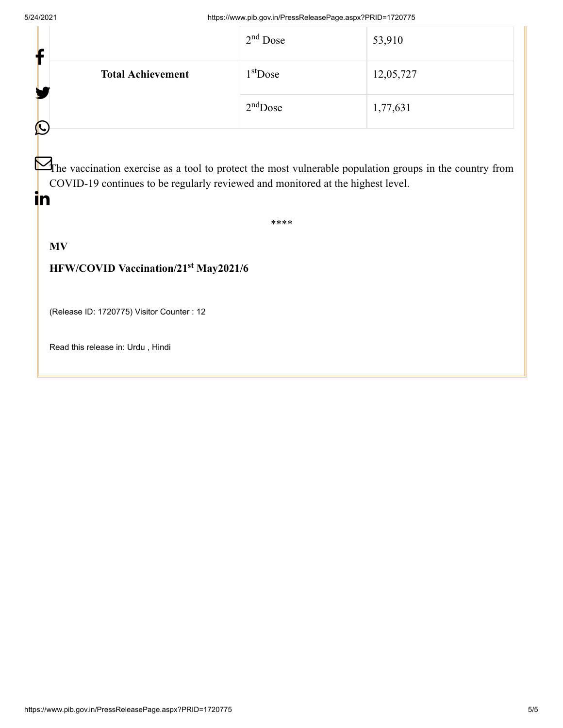| | | |
|---|---|---|
| | 2nd Dose | 53,910 |
| Total Achievement | 1st Dose | 12,05,727 |
| | 2nd Dose | 1,77,631 |

The vaccination exercise as a tool to protect the most vulnerable population groups in the country from COVID-19 continues to be regularly reviewed and monitored at the highest level.

****

**MV**

**HFW/COVID Vaccination/21st May2021/6**

(Release ID: 1720775) Visitor Counter : 12

Read this release in: Urdu , Hindi